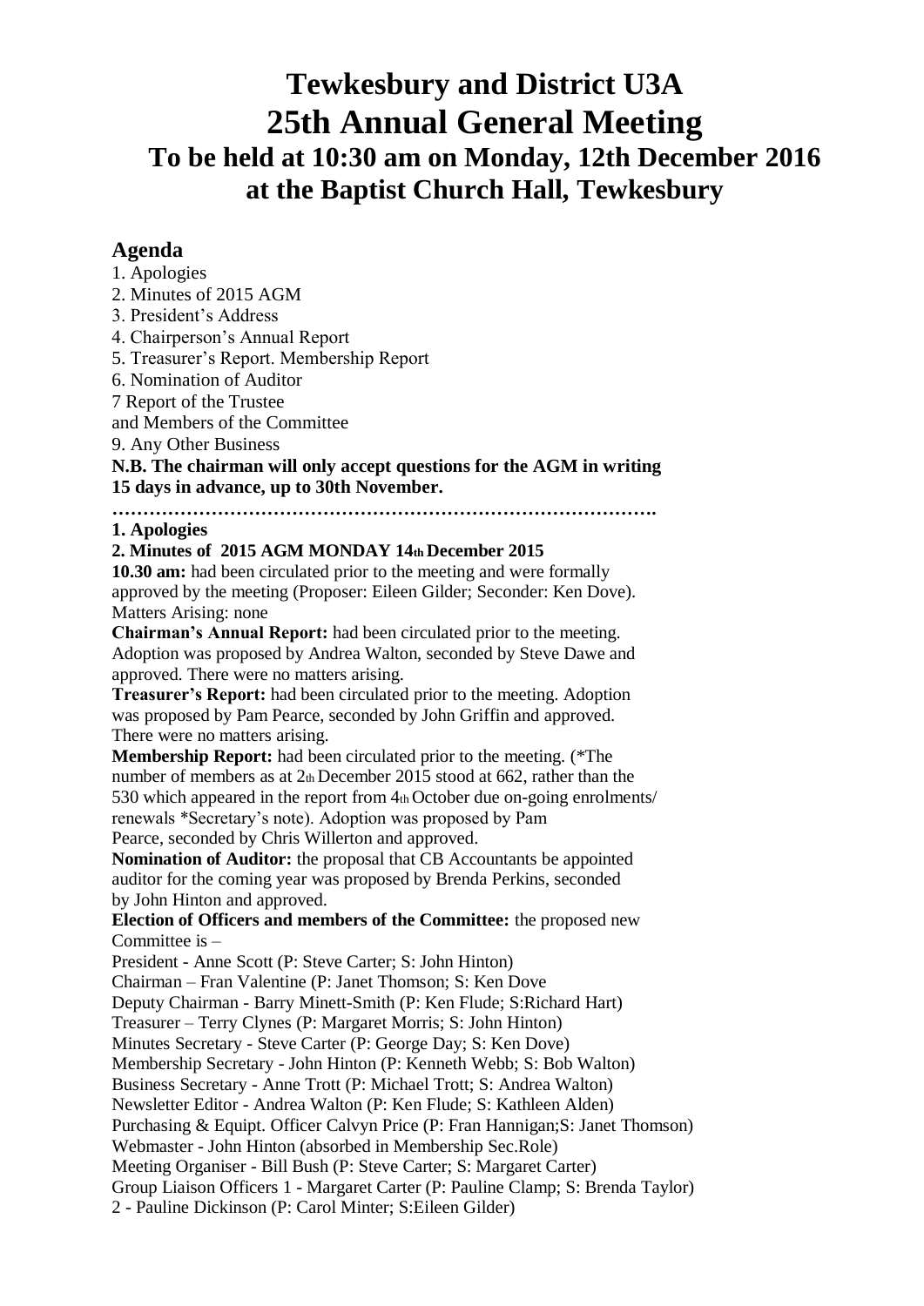# Tewkesbury and District U3A
# 25th Annual General Meeting
## To be held at 10:30 am on Monday, 12th December 2016 at the Baptist Church Hall, Tewkesbury

### Agenda

1. Apologies
2. Minutes of 2015 AGM
3. President's Address
4. Chairperson's Annual Report
5. Treasurer's Report. Membership Report
6. Nomination of Auditor

7 Report of the Trustee
and Members of the Committee

9. Any Other Business

**N.B. The chairman will only accept questions for the AGM in writing 15 days in advance, up to 30th November.**

**…………………………………………………………………………….**

**1. Apologies**

**2. Minutes of 2015 AGM MONDAY 14th December 2015**

**10.30 am:** had been circulated prior to the meeting and were formally approved by the meeting (Proposer: Eileen Gilder; Seconder: Ken Dove). Matters Arising: none

**Chairman's Annual Report:** had been circulated prior to the meeting. Adoption was proposed by Andrea Walton, seconded by Steve Dawe and approved. There were no matters arising.

**Treasurer's Report:** had been circulated prior to the meeting. Adoption was proposed by Pam Pearce, seconded by John Griffin and approved. There were no matters arising.

**Membership Report:** had been circulated prior to the meeting. (\*The number of members as at 2th December 2015 stood at 662, rather than the 530 which appeared in the report from 4th October due on-going enrolments/ renewals \*Secretary's note). Adoption was proposed by Pam Pearce, seconded by Chris Willerton and approved.

**Nomination of Auditor:** the proposal that CB Accountants be appointed auditor for the coming year was proposed by Brenda Perkins, seconded by John Hinton and approved.

**Election of Officers and members of the Committee:** the proposed new Committee is –

President - Anne Scott (P: Steve Carter; S: John Hinton)
Chairman – Fran Valentine (P: Janet Thomson; S: Ken Dove
Deputy Chairman - Barry Minett-Smith (P: Ken Flude; S:Richard Hart)
Treasurer – Terry Clynes (P: Margaret Morris; S: John Hinton)
Minutes Secretary - Steve Carter (P: George Day; S: Ken Dove)
Membership Secretary - John Hinton (P: Kenneth Webb; S: Bob Walton)
Business Secretary - Anne Trott (P: Michael Trott; S: Andrea Walton)
Newsletter Editor - Andrea Walton (P: Ken Flude; S: Kathleen Alden)
Purchasing & Equipt. Officer Calvyn Price (P: Fran Hannigan;S: Janet Thomson)
Webmaster - John Hinton (absorbed in Membership Sec.Role)
Meeting Organiser - Bill Bush (P: Steve Carter; S: Margaret Carter)
Group Liaison Officers 1 - Margaret Carter (P: Pauline Clamp; S: Brenda Taylor)
2 - Pauline Dickinson (P: Carol Minter; S:Eileen Gilder)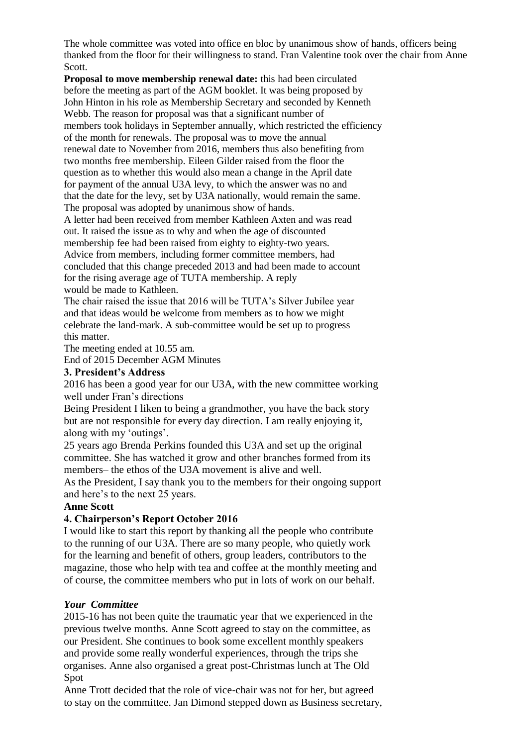The whole committee was voted into office en bloc by unanimous show of hands, officers being thanked from the floor for their willingness to stand. Fran Valentine took over the chair from Anne Scott.

**Proposal to move membership renewal date:** this had been circulated before the meeting as part of the AGM booklet. It was being proposed by John Hinton in his role as Membership Secretary and seconded by Kenneth Webb. The reason for proposal was that a significant number of members took holidays in September annually, which restricted the efficiency of the month for renewals. The proposal was to move the annual renewal date to November from 2016, members thus also benefiting from two months free membership. Eileen Gilder raised from the floor the question as to whether this would also mean a change in the April date for payment of the annual U3A levy, to which the answer was no and that the date for the levy, set by U3A nationally, would remain the same. The proposal was adopted by unanimous show of hands.

A letter had been received from member Kathleen Axten and was read out. It raised the issue as to why and when the age of discounted membership fee had been raised from eighty to eighty-two years. Advice from members, including former committee members, had concluded that this change preceded 2013 and had been made to account for the rising average age of TUTA membership. A reply would be made to Kathleen.

The chair raised the issue that 2016 will be TUTA's Silver Jubilee year and that ideas would be welcome from members as to how we might celebrate the land-mark. A sub-committee would be set up to progress this matter.

The meeting ended at 10.55 am.

End of 2015 December AGM Minutes

**3. President's Address**

2016 has been a good year for our U3A, with the new committee working well under Fran's directions

Being President I liken to being a grandmother, you have the back story but are not responsible for every day direction. I am really enjoying it, along with my 'outings'.

25 years ago Brenda Perkins founded this U3A and set up the original committee. She has watched it grow and other branches formed from its members– the ethos of the U3A movement is alive and well.

As the President, I say thank you to the members for their ongoing support and here's to the next 25 years.

**Anne Scott**

**4. Chairperson's Report October 2016**

I would like to start this report by thanking all the people who contribute to the running of our U3A. There are so many people, who quietly work for the learning and benefit of others, group leaders, contributors to the magazine, those who help with tea and coffee at the monthly meeting and of course, the committee members who put in lots of work on our behalf.

***Your Committee***

2015-16 has not been quite the traumatic year that we experienced in the previous twelve months. Anne Scott agreed to stay on the committee, as our President. She continues to book some excellent monthly speakers and provide some really wonderful experiences, through the trips she organises. Anne also organised a great post-Christmas lunch at The Old Spot

Anne Trott decided that the role of vice-chair was not for her, but agreed to stay on the committee. Jan Dimond stepped down as Business secretary,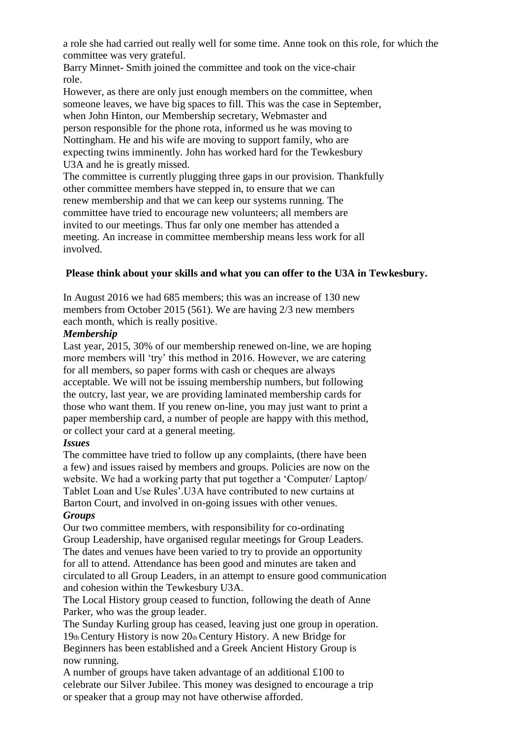a role she had carried out really well for some time. Anne took on this role, for which the committee was very grateful.

Barry Minnet- Smith joined the committee and took on the vice-chair role.

However, as there are only just enough members on the committee, when someone leaves, we have big spaces to fill. This was the case in September, when John Hinton, our Membership secretary, Webmaster and person responsible for the phone rota, informed us he was moving to Nottingham. He and his wife are moving to support family, who are expecting twins imminently. John has worked hard for the Tewkesbury U3A and he is greatly missed.

The committee is currently plugging three gaps in our provision. Thankfully other committee members have stepped in, to ensure that we can renew membership and that we can keep our systems running. The committee have tried to encourage new volunteers; all members are invited to our meetings. Thus far only one member has attended a meeting. An increase in committee membership means less work for all involved.

**Please think about your skills and what you can offer to the U3A in Tewkesbury.**

In August 2016 we had 685 members; this was an increase of 130 new members from October 2015 (561). We are having 2/3 new members each month, which is really positive.

***Membership***

Last year, 2015, 30% of our membership renewed on-line, we are hoping more members will 'try' this method in 2016. However, we are catering for all members, so paper forms with cash or cheques are always acceptable. We will not be issuing membership numbers, but following the outcry, last year, we are providing laminated membership cards for those who want them. If you renew on-line, you may just want to print a paper membership card, a number of people are happy with this method, or collect your card at a general meeting.

***Issues***

The committee have tried to follow up any complaints, (there have been a few) and issues raised by members and groups. Policies are now on the website. We had a working party that put together a 'Computer/ Laptop/ Tablet Loan and Use Rules'.U3A have contributed to new curtains at Barton Court, and involved in on-going issues with other venues.

***Groups***

Our two committee members, with responsibility for co-ordinating Group Leadership, have organised regular meetings for Group Leaders. The dates and venues have been varied to try to provide an opportunity for all to attend. Attendance has been good and minutes are taken and circulated to all Group Leaders, in an attempt to ensure good communication and cohesion within the Tewkesbury U3A.

The Local History group ceased to function, following the death of Anne Parker, who was the group leader.

The Sunday Kurling group has ceased, leaving just one group in operation. 19th Century History is now 20th Century History. A new Bridge for Beginners has been established and a Greek Ancient History Group is now running.

A number of groups have taken advantage of an additional £100 to celebrate our Silver Jubilee. This money was designed to encourage a trip or speaker that a group may not have otherwise afforded.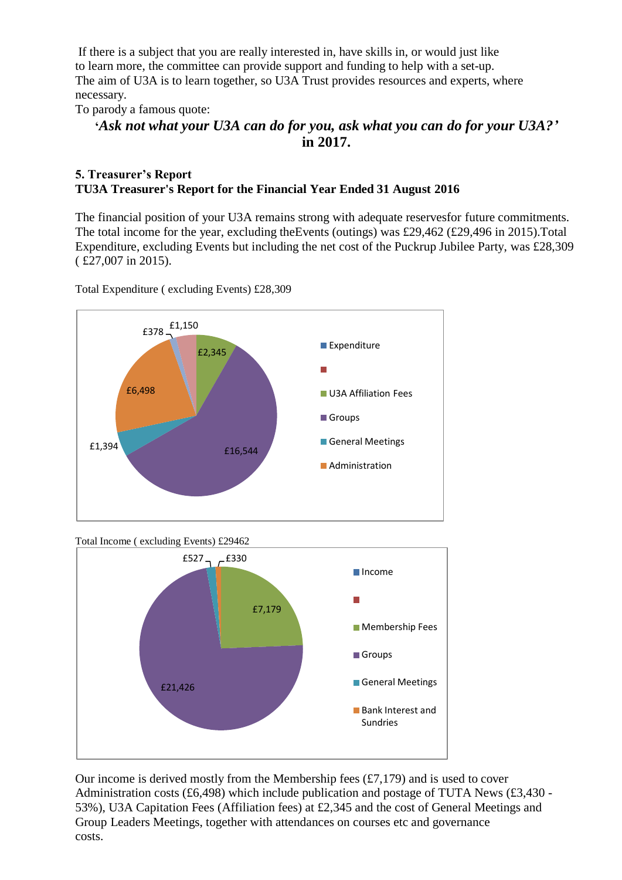If there is a subject that you are really interested in, have skills in, or would just like to learn more, the committee can provide support and funding to help with a set-up. The aim of U3A is to learn together, so U3A Trust provides resources and experts, where necessary.

To parody a famous quote:

***'Ask not what your U3A can do for you, ask what you can do for your U3A?'* in 2017.**

**5. Treasurer's Report**

**TU3A Treasurer's Report for the Financial Year Ended 31 August 2016**

The financial position of your U3A remains strong with adequate reservesfor future commitments. The total income for the year, excluding theEvents (outings) was £29,462 (£29,496 in 2015).Total Expenditure, excluding Events but including the net cost of the Puckrup Jubilee Party, was £28,309 ( £27,007 in 2015).

Total Expenditure ( excluding Events) £28,309

| Expenditure | |
|---|---|
| U3A Affiliation Fees | £2,345 |
| Groups | £16,544 |
| General Meetings | £1,394 |
| Administration | £6,498 |
| | £378 |
| | £1,150 |

Total Income ( excluding Events) £29462

| Income | |
|---|---|
| Membership Fees | £7,179 |
| Groups | £21,426 |
| General Meetings | £527 |
| Bank Interest and Sundries | £330 |

Our income is derived mostly from the Membership fees (£7,179) and is used to cover Administration costs (£6,498) which include publication and postage of TUTA News (£3,430 - 53%), U3A Capitation Fees (Affiliation fees) at £2,345 and the cost of General Meetings and Group Leaders Meetings, together with attendances on courses etc and governance costs.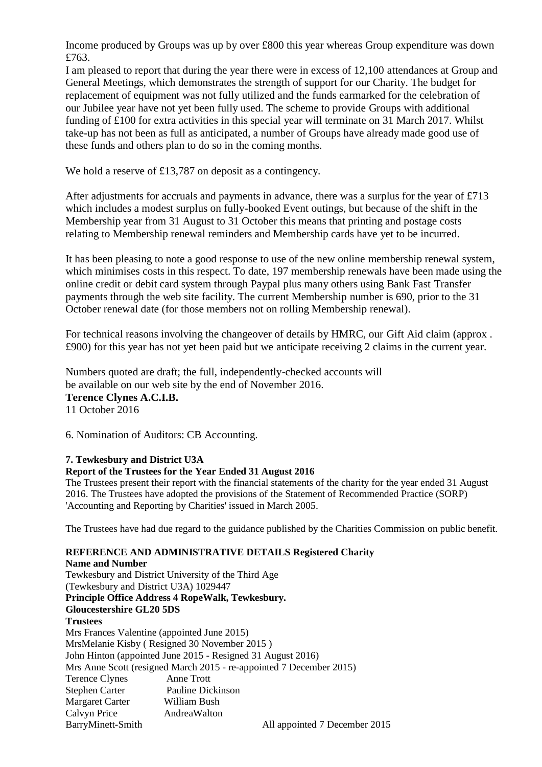Income produced by Groups was up by over £800 this year whereas Group expenditure was down £763.

I am pleased to report that during the year there were in excess of 12,100 attendances at Group and General Meetings, which demonstrates the strength of support for our Charity. The budget for replacement of equipment was not fully utilized and the funds earmarked for the celebration of our Jubilee year have not yet been fully used. The scheme to provide Groups with additional funding of £100 for extra activities in this special year will terminate on 31 March 2017. Whilst take-up has not been as full as anticipated, a number of Groups have already made good use of these funds and others plan to do so in the coming months.

We hold a reserve of £13,787 on deposit as a contingency.

After adjustments for accruals and payments in advance, there was a surplus for the year of £713 which includes a modest surplus on fully-booked Event outings, but because of the shift in the Membership year from 31 August to 31 October this means that printing and postage costs relating to Membership renewal reminders and Membership cards have yet to be incurred.

It has been pleasing to note a good response to use of the new online membership renewal system, which minimises costs in this respect. To date, 197 membership renewals have been made using the online credit or debit card system through Paypal plus many others using Bank Fast Transfer payments through the web site facility. The current Membership number is 690, prior to the 31 October renewal date (for those members not on rolling Membership renewal).

For technical reasons involving the changeover of details by HMRC, our Gift Aid claim (approx . £900) for this year has not yet been paid but we anticipate receiving 2 claims in the current year.

Numbers quoted are draft; the full, independently-checked accounts will be available on our web site by the end of November 2016.

**Terence Clynes A.C.I.B.**
11 October 2016

6. Nomination of Auditors: CB Accounting.

**7. Tewkesbury and District U3A**

**Report of the Trustees for the Year Ended 31 August 2016**

The Trustees present their report with the financial statements of the charity for the year ended 31 August 2016. The Trustees have adopted the provisions of the Statement of Recommended Practice (SORP) 'Accounting and Reporting by Charities' issued in March 2005.

The Trustees have had due regard to the guidance published by the Charities Commission on public benefit.

**REFERENCE AND ADMINISTRATIVE DETAILS Registered Charity Name and Number**

Tewkesbury and District University of the Third Age
(Tewkesbury and District U3A) 1029447

**Principle Office Address 4 RopeWalk, Tewkesbury. Gloucestershire GL20 5DS**

**Trustees**

Mrs Frances Valentine (appointed June 2015)
MrsMelanie Kisby ( Resigned 30 November 2015 )
John Hinton (appointed June 2015 - Resigned 31 August 2016)
Mrs Anne Scott (resigned March 2015 - re-appointed 7 December 2015)

Terence Clynes, Anne Trott
Stephen Carter, Pauline Dickinson
Margaret Carter, William Bush
Calvyn Price, AndreaWalton
BarryMinett-Smith

All appointed 7 December 2015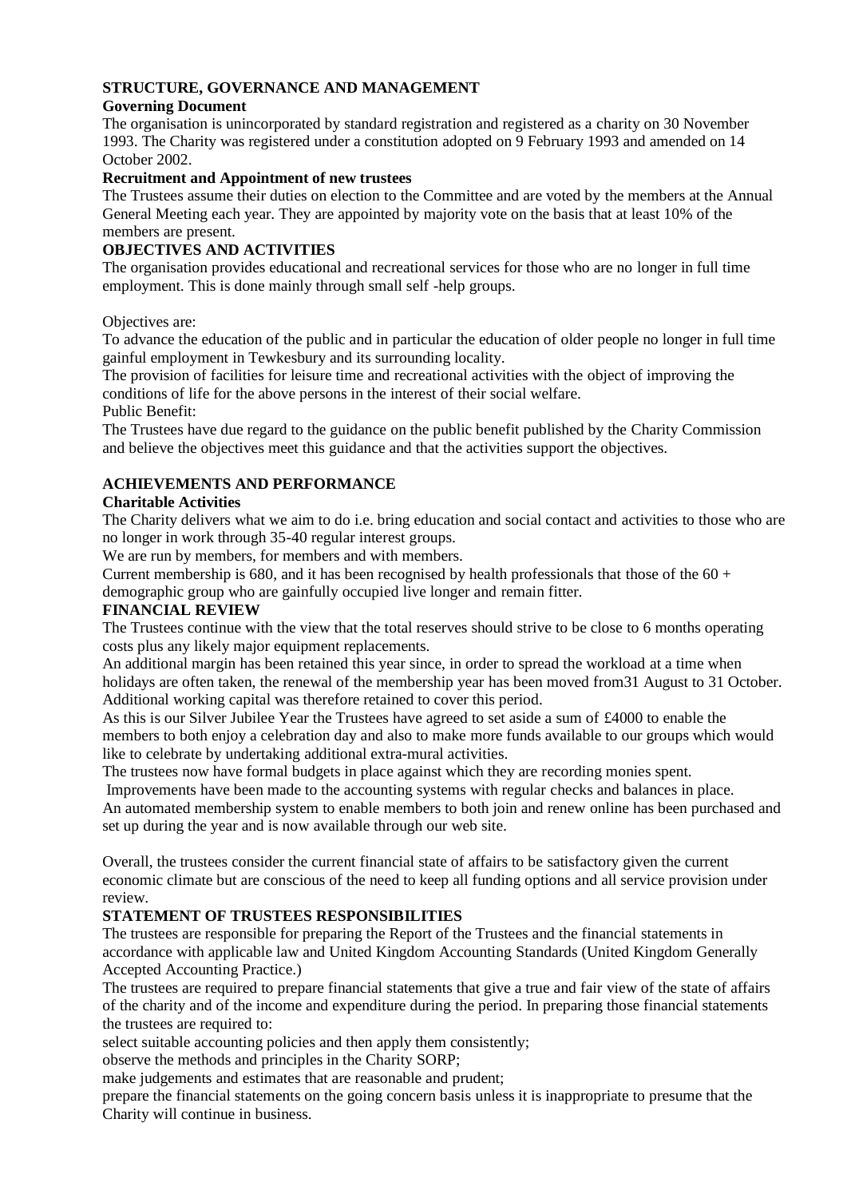## STRUCTURE, GOVERNANCE AND MANAGEMENT

### Governing Document

The organisation is unincorporated by standard registration and registered as a charity on 30 November 1993. The Charity was registered under a constitution adopted on 9 February 1993 and amended on 14 October 2002.

### Recruitment and Appointment of new trustees

The Trustees assume their duties on election to the Committee and are voted by the members at the Annual General Meeting each year. They are appointed by majority vote on the basis that at least 10% of the members are present.

## OBJECTIVES AND ACTIVITIES

The organisation provides educational and recreational services for those who are no longer in full time employment. This is done mainly through small self -help groups.

Objectives are:

To advance the education of the public and in particular the education of older people no longer in full time gainful employment in Tewkesbury and its surrounding locality.

The provision of facilities for leisure time and recreational activities with the object of improving the conditions of life for the above persons in the interest of their social welfare.

Public Benefit:

The Trustees have due regard to the guidance on the public benefit published by the Charity Commission and believe the objectives meet this guidance and that the activities support the objectives.

## ACHIEVEMENTS AND PERFORMANCE

### Charitable Activities

The Charity delivers what we aim to do i.e. bring education and social contact and activities to those who are no longer in work through 35-40 regular interest groups.

We are run by members, for members and with members.

Current membership is 680, and it has been recognised by health professionals that those of the 60 + demographic group who are gainfully occupied live longer and remain fitter.

## FINANCIAL REVIEW

The Trustees continue with the view that the total reserves should strive to be close to 6 months operating costs plus any likely major equipment replacements.

An additional margin has been retained this year since, in order to spread the workload at a time when holidays are often taken, the renewal of the membership year has been moved from31 August to 31 October. Additional working capital was therefore retained to cover this period.

As this is our Silver Jubilee Year the Trustees have agreed to set aside a sum of £4000 to enable the members to both enjoy a celebration day and also to make more funds available to our groups which would like to celebrate by undertaking additional extra-mural activities.

The trustees now have formal budgets in place against which they are recording monies spent.

Improvements have been made to the accounting systems with regular checks and balances in place.

An automated membership system to enable members to both join and renew online has been purchased and set up during the year and is now available through our web site.

Overall, the trustees consider the current financial state of affairs to be satisfactory given the current economic climate but are conscious of the need to keep all funding options and all service provision under review.

## STATEMENT OF TRUSTEES RESPONSIBILITIES

The trustees are responsible for preparing the Report of the Trustees and the financial statements in accordance with applicable law and United Kingdom Accounting Standards (United Kingdom Generally Accepted Accounting Practice.)

The trustees are required to prepare financial statements that give a true and fair view of the state of affairs of the charity and of the income and expenditure during the period. In preparing those financial statements the trustees are required to:

select suitable accounting policies and then apply them consistently;

observe the methods and principles in the Charity SORP;

make judgements and estimates that are reasonable and prudent;

prepare the financial statements on the going concern basis unless it is inappropriate to presume that the Charity will continue in business.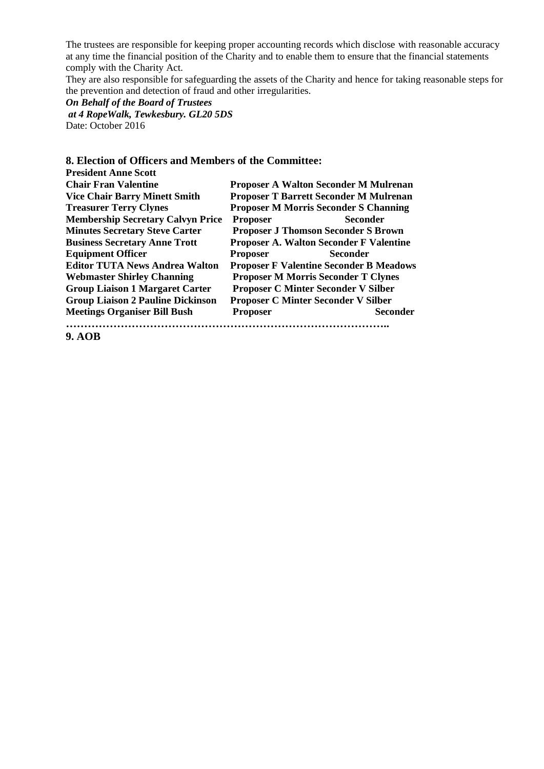The trustees are responsible for keeping proper accounting records which disclose with reasonable accuracy at any time the financial position of the Charity and to enable them to ensure that the financial statements comply with the Charity Act.

They are also responsible for safeguarding the assets of the Charity and hence for taking reasonable steps for the prevention and detection of fraud and other irregularities.

***On Behalf of the Board of Trustees***
***at 4 RopeWalk, Tewkesbury. GL20 5DS***
Date: October 2016

## 8. Election of Officers and Members of the Committee:

| | |
|---|---|
| **President Anne Scott** | |
| **Chair Fran Valentine** | **Proposer A Walton Seconder M Mulrenan** |
| **Vice Chair Barry Minett Smith** | **Proposer T Barrett Seconder M Mulrenan** |
| **Treasurer Terry Clynes** | **Proposer M Morris Seconder S Channing** |
| **Membership Secretary Calvyn Price** | **Proposer Seconder** |
| **Minutes Secretary Steve Carter** | **Proposer J Thomson Seconder S Brown** |
| **Business Secretary Anne Trott** | **Proposer A. Walton Seconder F Valentine** |
| **Equipment Officer** | **Proposer Seconder** |
| **Editor TUTA News Andrea Walton** | **Proposer F Valentine Seconder B Meadows** |
| **Webmaster Shirley Channing** | **Proposer M Morris Seconder T Clynes** |
| **Group Liaison 1 Margaret Carter** | **Proposer C Minter Seconder V Silber** |
| **Group Liaison 2 Pauline Dickinson** | **Proposer C Minter Seconder V Silber** |
| **Meetings Organiser Bill Bush** | **Proposer Seconder** |

**………………………………………………………………………………..**

## 9. AOB